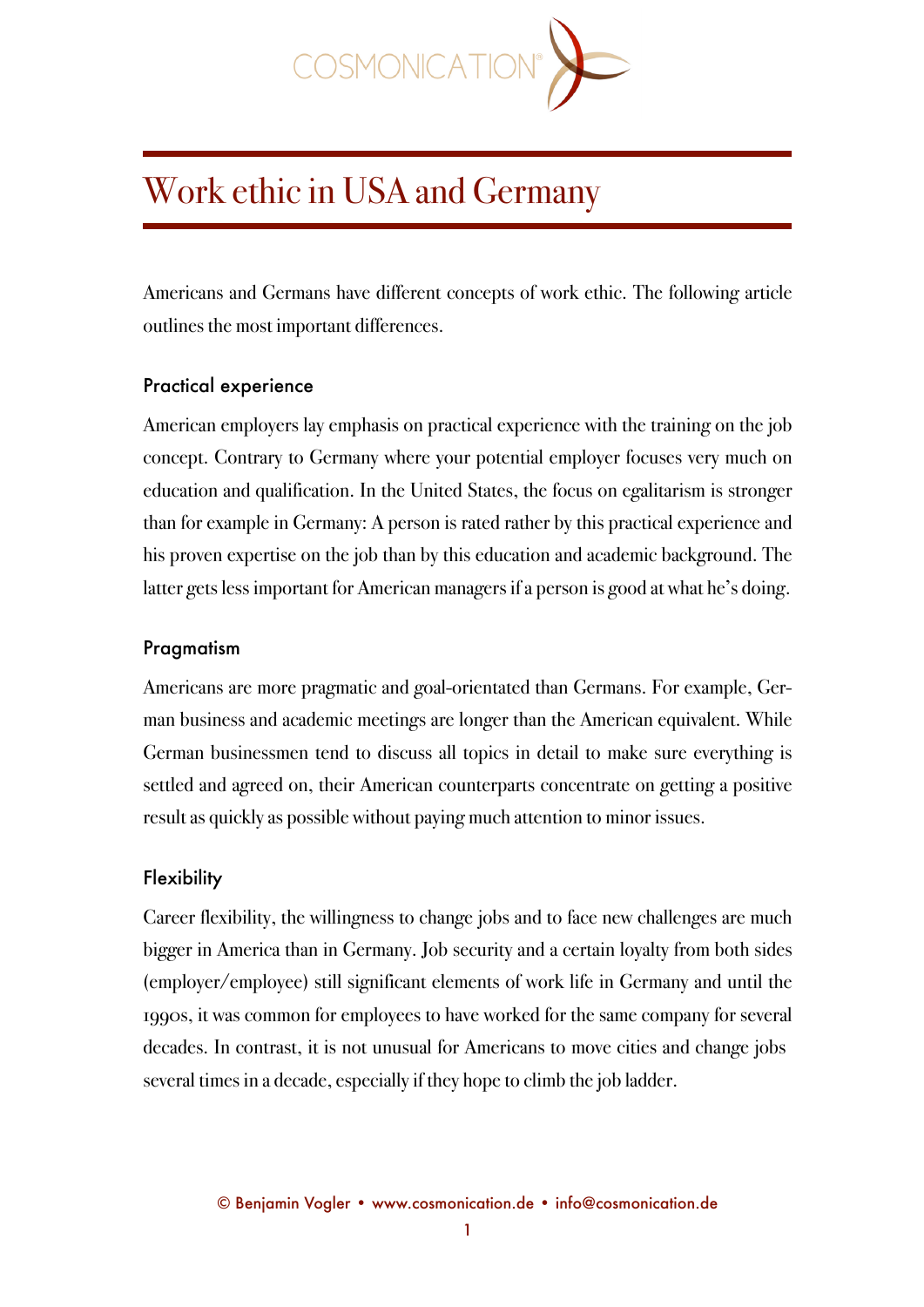# Work ethic in USA and Germany

Americans and Germans have different concepts of work ethic. The following article outlines the most important differences.

## Practical experience

American employers lay emphasis on practical experience with the training on the job concept. Contrary to Germany where your potential employer focuses very much on education and qualification. In the United States, the focus on egalitarism is stronger than for example in Germany: A person is rated rather by this practical experience and his proven expertise on the job than by this education and academic background. The latter gets less important for American managers if a person is good at what he's doing.

## Pragmatism

Americans are more pragmatic and goal-orientated than Germans. For example, German business and academic meetings are longer than the American equivalent. While German businessmen tend to discuss all topics in detail to make sure everything is settled and agreed on, their American counterparts concentrate on getting a positive result as quickly as possible without paying much attention to minor issues.

## Flexibility

Career flexibility, the willingness to change jobs and to face new challenges are much bigger in America than in Germany. Job security and a certain loyalty from both sides (employer/employee) still significant elements of work life in Germany and until the 1990s, it was common for employees to have worked for the same company for several decades. In contrast, it is not unusual for Americans to move cities and change jobs several times in a decade, especially if they hope to climb the job ladder.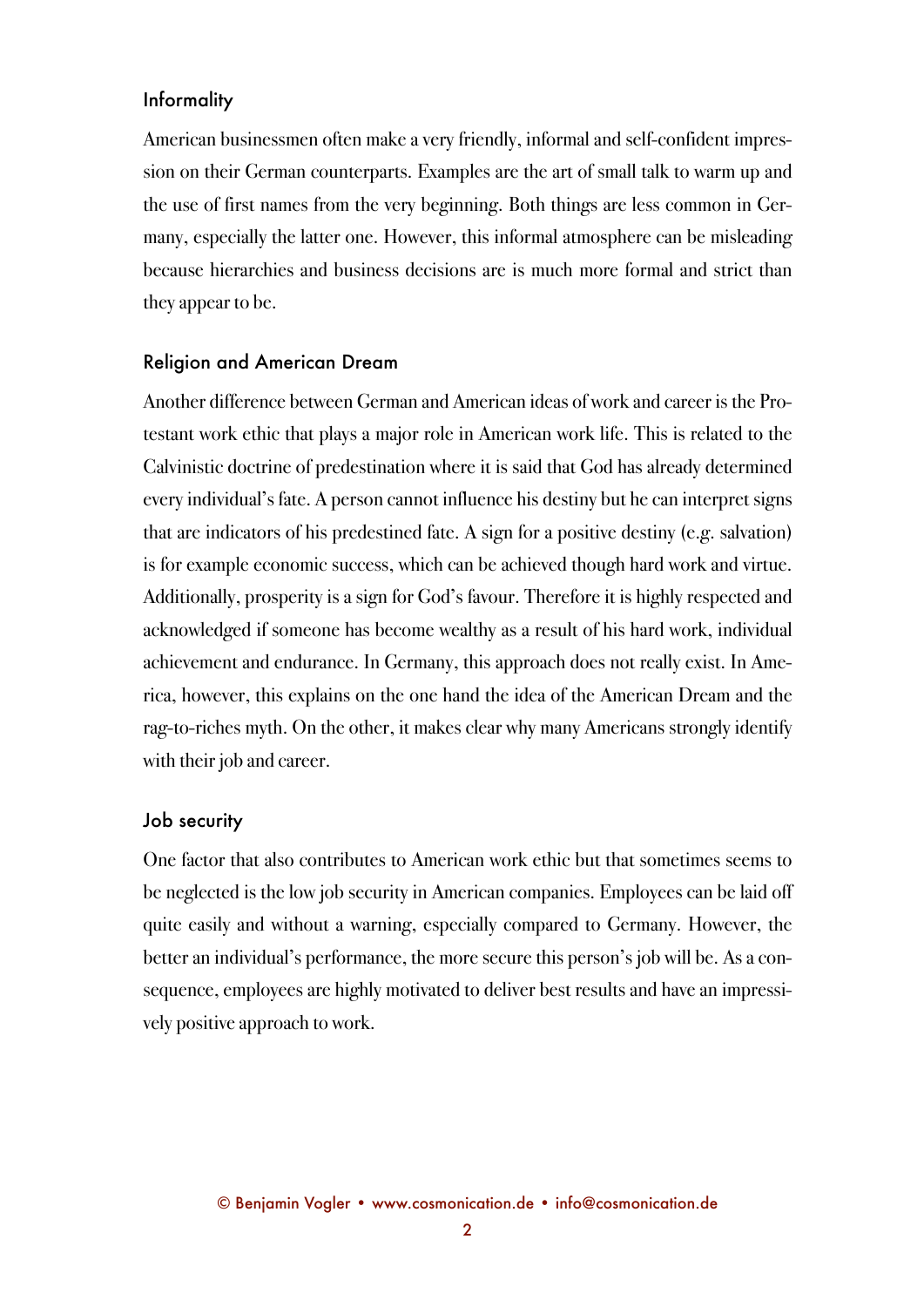### Informality

American businessmen often make a very friendly, informal and self-confident impression on their German counterparts. Examples are the art of small talk to warm up and the use of first names from the very beginning. Both things are less common in Germany, especially the latter one. However, this informal atmosphere can be misleading because hierarchies and business decisions are is much more formal and strict than they appear to be.

### Religion and American Dream

Another difference between German and American ideas of work and career is the Protestant work ethic that plays a major role in American work life. This is related to the Calvinistic doctrine of predestination where it is said that God has already determined every individual's fate. A person cannot influence his destiny but he can interpret signs that are indicators of his predestined fate. A sign for a positive destiny (e.g. salvation) is for example economic success, which can be achieved though hard work and virtue. Additionally, prosperity is a sign for God's favour. Therefore it is highly respected and acknowledged if someone has become wealthy as a result of his hard work, individual achievement and endurance. In Germany, this approach does not really exist. In America, however, this explains on the one hand the idea of the American Dream and the rag-to-riches myth. On the other, it makes clear why many Americans strongly identify with their job and career.

### Job security

One factor that also contributes to American work ethic but that sometimes seems to be neglected is the low job security in American companies. Employees can be laid off quite easily and without a warning, especially compared to Germany. However, the better an individual's performance, the more secure this person's job will be. As a consequence, employees are highly motivated to deliver best results and have an impressively positive approach to work.

© Benjamin Vogler • www.cosmonication.de • info@cosmonication.de